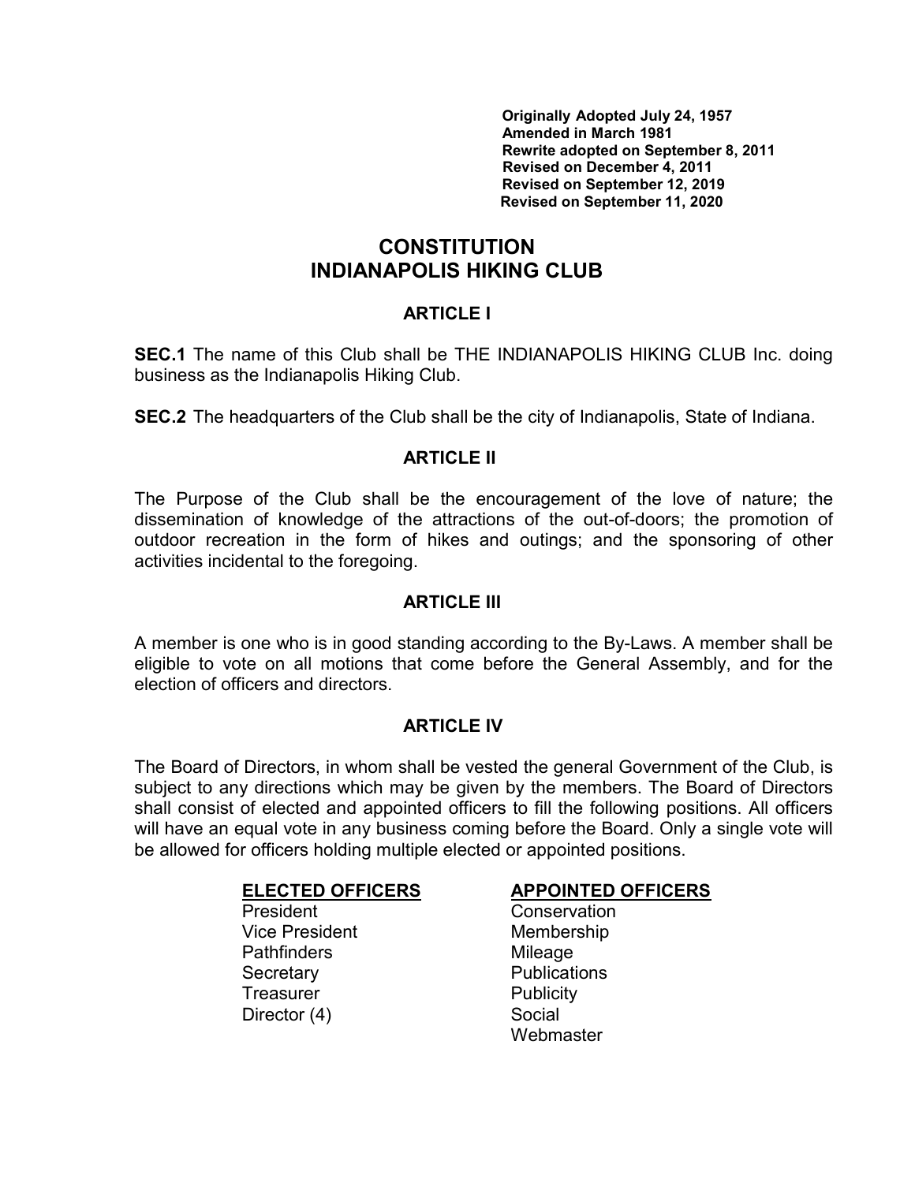**Originally Adopted July 24, 1957**
**Amended in March 1981**
**Rewrite adopted on September 8, 2011**
**Revised on December 4, 2011**
**Revised on September 12, 2019**
**Revised on September 11, 2020**

# CONSTITUTION
# INDIANAPOLIS HIKING CLUB

## ARTICLE I

**SEC.1** The name of this Club shall be THE INDIANAPOLIS HIKING CLUB Inc. doing business as the Indianapolis Hiking Club.

**SEC.2** The headquarters of the Club shall be the city of Indianapolis, State of Indiana.

## ARTICLE II

The Purpose of the Club shall be the encouragement of the love of nature; the dissemination of knowledge of the attractions of the out-of-doors; the promotion of outdoor recreation in the form of hikes and outings; and the sponsoring of other activities incidental to the foregoing.

## ARTICLE III

A member is one who is in good standing according to the By-Laws. A member shall be eligible to vote on all motions that come before the General Assembly, and for the election of officers and directors.

## ARTICLE IV

The Board of Directors, in whom shall be vested the general Government of the Club, is subject to any directions which may be given by the members. The Board of Directors shall consist of elected and appointed officers to fill the following positions. All officers will have an equal vote in any business coming before the Board. Only a single vote will be allowed for officers holding multiple elected or appointed positions.

| **ELECTED OFFICERS** | **APPOINTED OFFICERS** |
|---|---|
| President | Conservation |
| Vice President | Membership |
| Pathfinders | Mileage |
| Secretary | Publications |
| Treasurer | Publicity |
| Director (4) | Social |
| | Webmaster |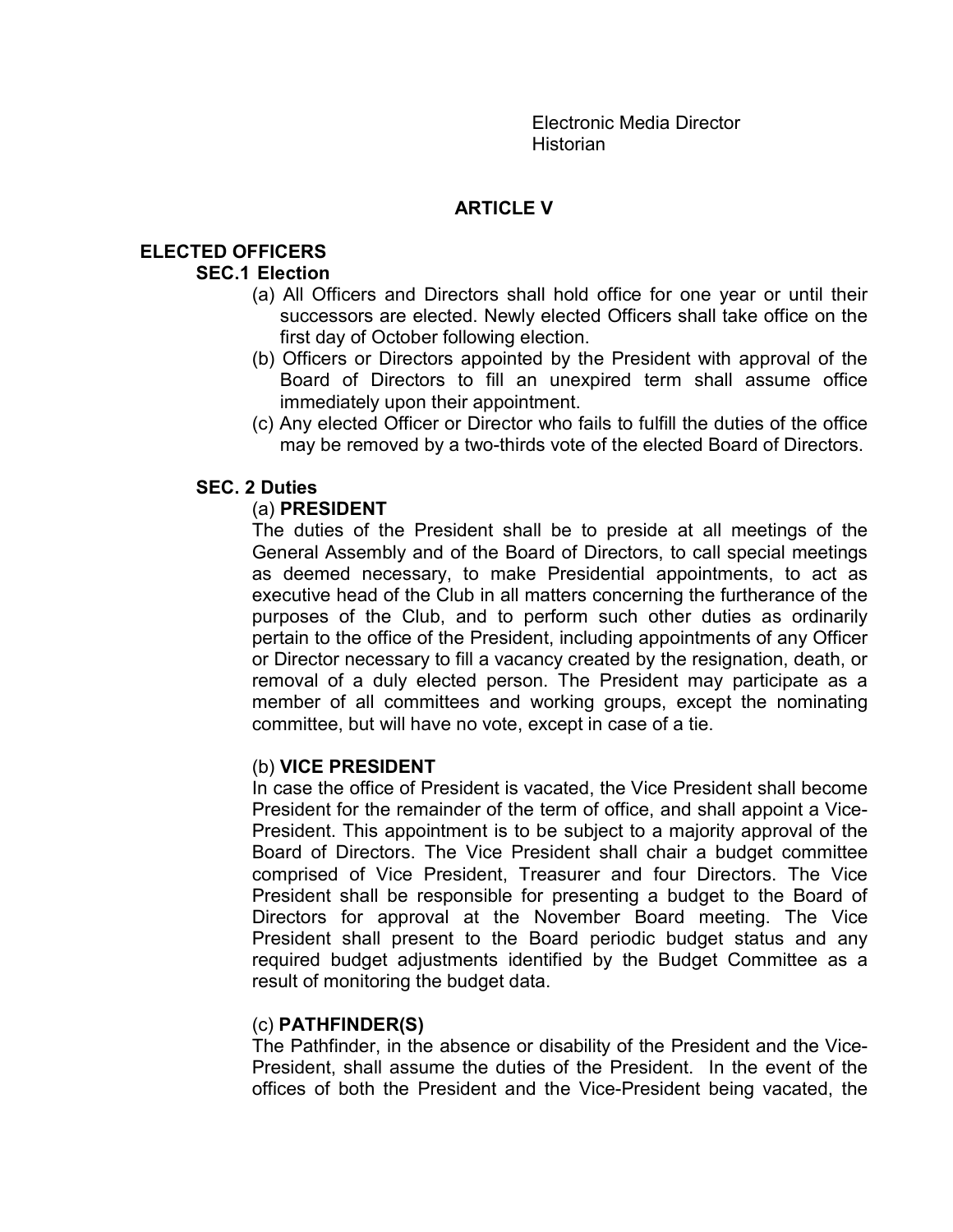Electronic Media Director
Historian

## ARTICLE V

### ELECTED OFFICERS

#### SEC.1 Election

(a) All Officers and Directors shall hold office for one year or until their successors are elected. Newly elected Officers shall take office on the first day of October following election.

(b) Officers or Directors appointed by the President with approval of the Board of Directors to fill an unexpired term shall assume office immediately upon their appointment.

(c) Any elected Officer or Director who fails to fulfill the duties of the office may be removed by a two-thirds vote of the elected Board of Directors.

#### SEC. 2 Duties

(a) **PRESIDENT**

The duties of the President shall be to preside at all meetings of the General Assembly and of the Board of Directors, to call special meetings as deemed necessary, to make Presidential appointments, to act as executive head of the Club in all matters concerning the furtherance of the purposes of the Club, and to perform such other duties as ordinarily pertain to the office of the President, including appointments of any Officer or Director necessary to fill a vacancy created by the resignation, death, or removal of a duly elected person. The President may participate as a member of all committees and working groups, except the nominating committee, but will have no vote, except in case of a tie.

(b) **VICE PRESIDENT**

In case the office of President is vacated, the Vice President shall become President for the remainder of the term of office, and shall appoint a Vice-President. This appointment is to be subject to a majority approval of the Board of Directors. The Vice President shall chair a budget committee comprised of Vice President, Treasurer and four Directors. The Vice President shall be responsible for presenting a budget to the Board of Directors for approval at the November Board meeting. The Vice President shall present to the Board periodic budget status and any required budget adjustments identified by the Budget Committee as a result of monitoring the budget data.

(c) **PATHFINDER(S)**

The Pathfinder, in the absence or disability of the President and the Vice-President, shall assume the duties of the President. In the event of the offices of both the President and the Vice-President being vacated, the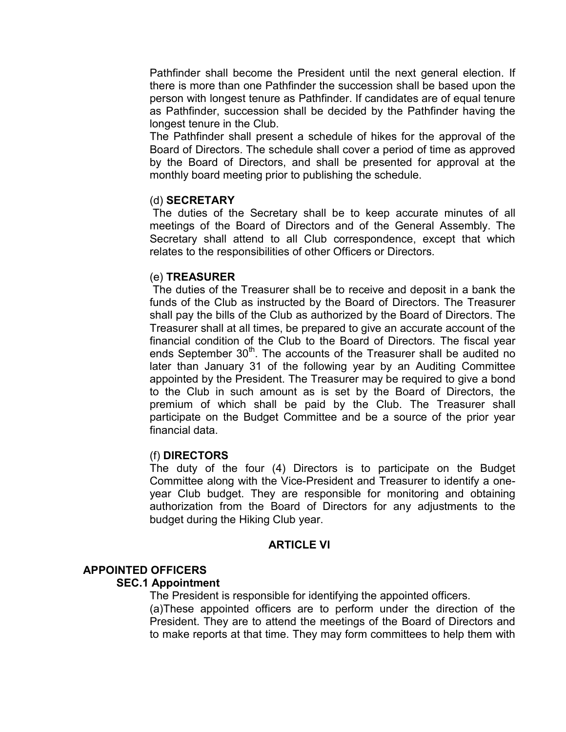Pathfinder shall become the President until the next general election. If there is more than one Pathfinder the succession shall be based upon the person with longest tenure as Pathfinder. If candidates are of equal tenure as Pathfinder, succession shall be decided by the Pathfinder having the longest tenure in the Club.

The Pathfinder shall present a schedule of hikes for the approval of the Board of Directors. The schedule shall cover a period of time as approved by the Board of Directors, and shall be presented for approval at the monthly board meeting prior to publishing the schedule.

(d) **SECRETARY**

The duties of the Secretary shall be to keep accurate minutes of all meetings of the Board of Directors and of the General Assembly. The Secretary shall attend to all Club correspondence, except that which relates to the responsibilities of other Officers or Directors.

(e) **TREASURER**

The duties of the Treasurer shall be to receive and deposit in a bank the funds of the Club as instructed by the Board of Directors. The Treasurer shall pay the bills of the Club as authorized by the Board of Directors. The Treasurer shall at all times, be prepared to give an accurate account of the financial condition of the Club to the Board of Directors. The fiscal year ends September 30th. The accounts of the Treasurer shall be audited no later than January 31 of the following year by an Auditing Committee appointed by the President. The Treasurer may be required to give a bond to the Club in such amount as is set by the Board of Directors, the premium of which shall be paid by the Club. The Treasurer shall participate on the Budget Committee and be a source of the prior year financial data.

(f) **DIRECTORS**

The duty of the four (4) Directors is to participate on the Budget Committee along with the Vice-President and Treasurer to identify a one-year Club budget. They are responsible for monitoring and obtaining authorization from the Board of Directors for any adjustments to the budget during the Hiking Club year.

## ARTICLE VI

### APPOINTED OFFICERS

**SEC.1 Appointment**

The President is responsible for identifying the appointed officers.

(a)These appointed officers are to perform under the direction of the President. They are to attend the meetings of the Board of Directors and to make reports at that time. They may form committees to help them with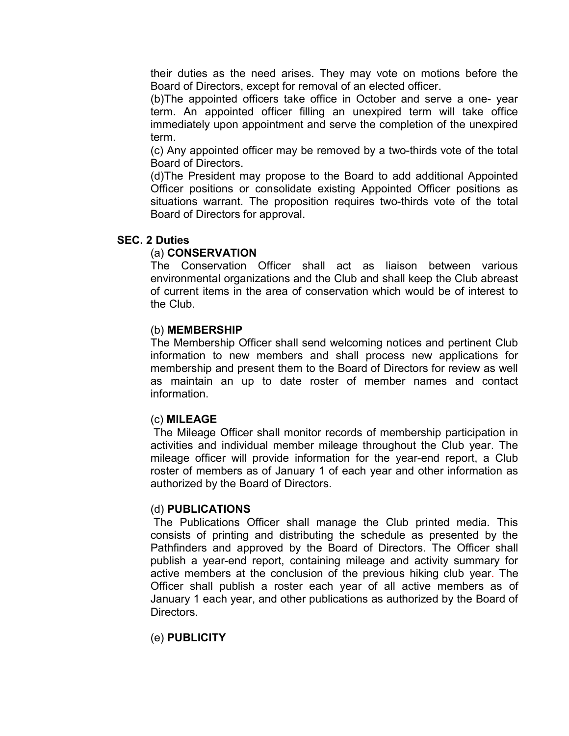their duties as the need arises. They may vote on motions before the Board of Directors, except for removal of an elected officer.

(b)The appointed officers take office in October and serve a one- year term. An appointed officer filling an unexpired term will take office immediately upon appointment and serve the completion of the unexpired term.

(c) Any appointed officer may be removed by a two-thirds vote of the total Board of Directors.

(d)The President may propose to the Board to add additional Appointed Officer positions or consolidate existing Appointed Officer positions as situations warrant. The proposition requires two-thirds vote of the total Board of Directors for approval.

**SEC. 2 Duties**

(a) **CONSERVATION**

The Conservation Officer shall act as liaison between various environmental organizations and the Club and shall keep the Club abreast of current items in the area of conservation which would be of interest to the Club.

(b) **MEMBERSHIP**

The Membership Officer shall send welcoming notices and pertinent Club information to new members and shall process new applications for membership and present them to the Board of Directors for review as well as maintain an up to date roster of member names and contact information.

(c) **MILEAGE**

The Mileage Officer shall monitor records of membership participation in activities and individual member mileage throughout the Club year. The mileage officer will provide information for the year-end report, a Club roster of members as of January 1 of each year and other information as authorized by the Board of Directors.

(d) **PUBLICATIONS**

The Publications Officer shall manage the Club printed media. This consists of printing and distributing the schedule as presented by the Pathfinders and approved by the Board of Directors. The Officer shall publish a year-end report, containing mileage and activity summary for active members at the conclusion of the previous hiking club year. The Officer shall publish a roster each year of all active members as of January 1 each year, and other publications as authorized by the Board of Directors.

(e) **PUBLICITY**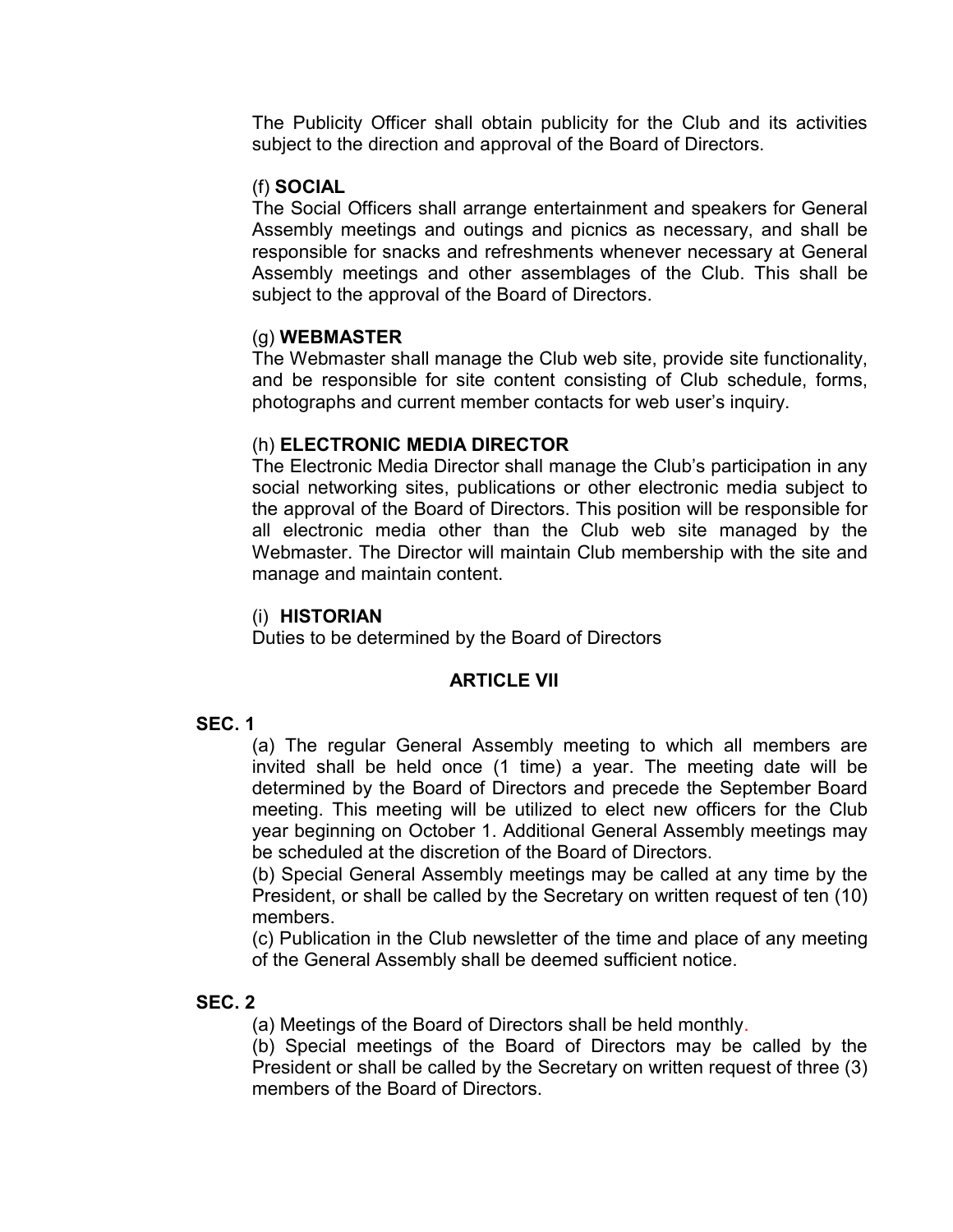The Publicity Officer shall obtain publicity for the Club and its activities subject to the direction and approval of the Board of Directors.

(f) **SOCIAL**
The Social Officers shall arrange entertainment and speakers for General Assembly meetings and outings and picnics as necessary, and shall be responsible for snacks and refreshments whenever necessary at General Assembly meetings and other assemblages of the Club. This shall be subject to the approval of the Board of Directors.

(g) **WEBMASTER**
The Webmaster shall manage the Club web site, provide site functionality, and be responsible for site content consisting of Club schedule, forms, photographs and current member contacts for web user's inquiry.

(h) **ELECTRONIC MEDIA DIRECTOR**
The Electronic Media Director shall manage the Club's participation in any social networking sites, publications or other electronic media subject to the approval of the Board of Directors. This position will be responsible for all electronic media other than the Club web site managed by the Webmaster. The Director will maintain Club membership with the site and manage and maintain content.

(i) **HISTORIAN**
Duties to be determined by the Board of Directors

## ARTICLE VII

**SEC. 1**

(a) The regular General Assembly meeting to which all members are invited shall be held once (1 time) a year. The meeting date will be determined by the Board of Directors and precede the September Board meeting. This meeting will be utilized to elect new officers for the Club year beginning on October 1. Additional General Assembly meetings may be scheduled at the discretion of the Board of Directors.
(b) Special General Assembly meetings may be called at any time by the President, or shall be called by the Secretary on written request of ten (10) members.
(c) Publication in the Club newsletter of the time and place of any meeting of the General Assembly shall be deemed sufficient notice.

**SEC. 2**

(a) Meetings of the Board of Directors shall be held monthly.
(b) Special meetings of the Board of Directors may be called by the President or shall be called by the Secretary on written request of three (3) members of the Board of Directors.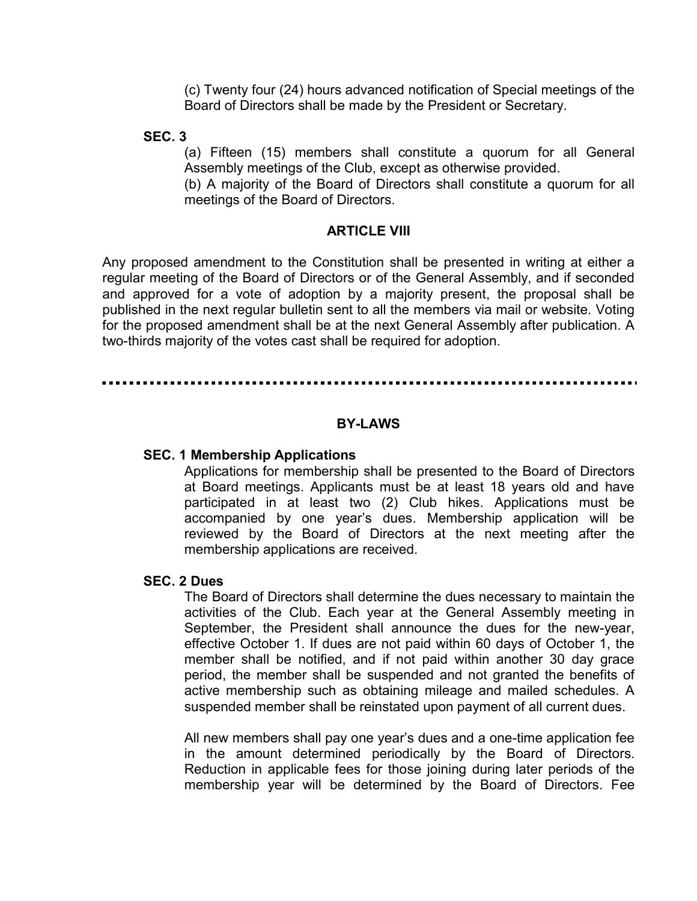(c) Twenty four (24) hours advanced notification of Special meetings of the Board of Directors shall be made by the President or Secretary.

**SEC. 3**

(a) Fifteen (15) members shall constitute a quorum for all General Assembly meetings of the Club, except as otherwise provided.

(b) A majority of the Board of Directors shall constitute a quorum for all meetings of the Board of Directors.

## ARTICLE VIII

Any proposed amendment to the Constitution shall be presented in writing at either a regular meeting of the Board of Directors or of the General Assembly, and if seconded and approved for a vote of adoption by a majority present, the proposal shall be published in the next regular bulletin sent to all the members via mail or website. Voting for the proposed amendment shall be at the next General Assembly after publication. A two-thirds majority of the votes cast shall be required for adoption.

---

## BY-LAWS

**SEC. 1 Membership Applications**

Applications for membership shall be presented to the Board of Directors at Board meetings. Applicants must be at least 18 years old and have participated in at least two (2) Club hikes. Applications must be accompanied by one year's dues. Membership application will be reviewed by the Board of Directors at the next meeting after the membership applications are received.

**SEC. 2 Dues**

The Board of Directors shall determine the dues necessary to maintain the activities of the Club. Each year at the General Assembly meeting in September, the President shall announce the dues for the new-year, effective October 1. If dues are not paid within 60 days of October 1, the member shall be notified, and if not paid within another 30 day grace period, the member shall be suspended and not granted the benefits of active membership such as obtaining mileage and mailed schedules. A suspended member shall be reinstated upon payment of all current dues.

All new members shall pay one year's dues and a one-time application fee in the amount determined periodically by the Board of Directors. Reduction in applicable fees for those joining during later periods of the membership year will be determined by the Board of Directors. Fee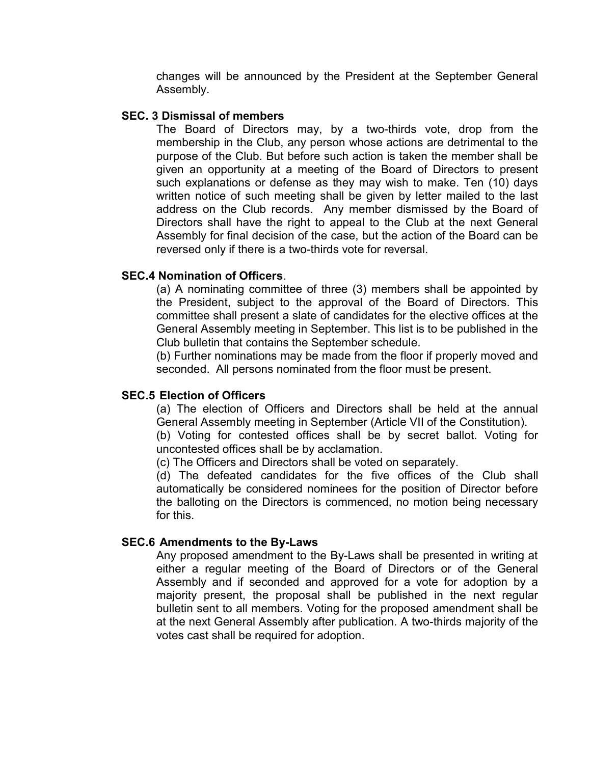changes will be announced by the President at the September General Assembly.

**SEC. 3 Dismissal of members**

The Board of Directors may, by a two-thirds vote, drop from the membership in the Club, any person whose actions are detrimental to the purpose of the Club. But before such action is taken the member shall be given an opportunity at a meeting of the Board of Directors to present such explanations or defense as they may wish to make. Ten (10) days written notice of such meeting shall be given by letter mailed to the last address on the Club records. Any member dismissed by the Board of Directors shall have the right to appeal to the Club at the next General Assembly for final decision of the case, but the action of the Board can be reversed only if there is a two-thirds vote for reversal.

**SEC.4 Nomination of Officers**.

(a) A nominating committee of three (3) members shall be appointed by the President, subject to the approval of the Board of Directors. This committee shall present a slate of candidates for the elective offices at the General Assembly meeting in September. This list is to be published in the Club bulletin that contains the September schedule.

(b) Further nominations may be made from the floor if properly moved and seconded. All persons nominated from the floor must be present.

**SEC.5 Election of Officers**

(a) The election of Officers and Directors shall be held at the annual General Assembly meeting in September (Article VII of the Constitution).

(b) Voting for contested offices shall be by secret ballot. Voting for uncontested offices shall be by acclamation.

(c) The Officers and Directors shall be voted on separately.

(d) The defeated candidates for the five offices of the Club shall automatically be considered nominees for the position of Director before the balloting on the Directors is commenced, no motion being necessary for this.

**SEC.6 Amendments to the By-Laws**

Any proposed amendment to the By-Laws shall be presented in writing at either a regular meeting of the Board of Directors or of the General Assembly and if seconded and approved for a vote for adoption by a majority present, the proposal shall be published in the next regular bulletin sent to all members. Voting for the proposed amendment shall be at the next General Assembly after publication. A two-thirds majority of the votes cast shall be required for adoption.